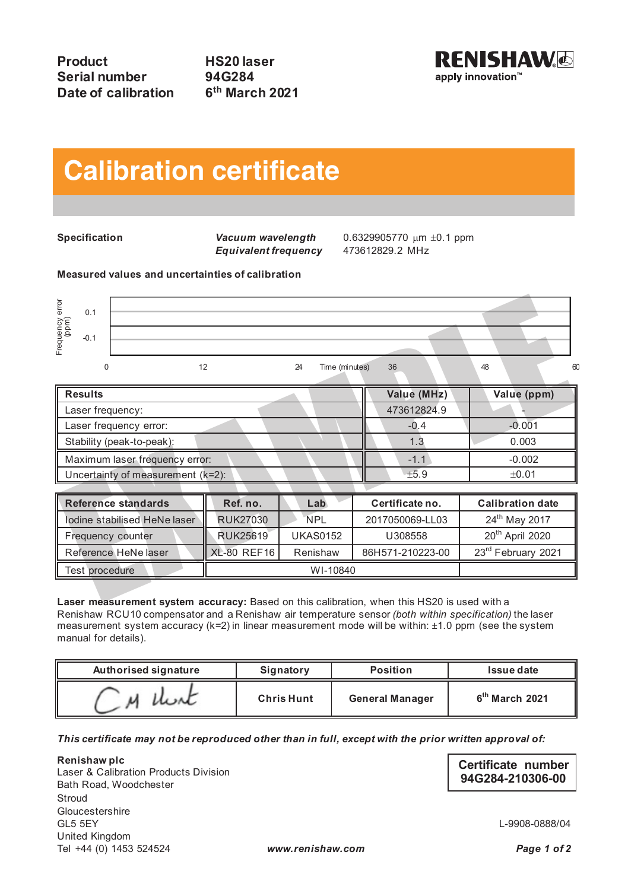| **Product** | **HS20 laser** |
|---|---|
| **Serial number** | **94G284** |
| **Date of calibration** | **6th March 2021** |

**RENISHAW**
apply innovation™

# Calibration certificate

**Specification**

| | |
|---|---|
| ***Vacuum wavelength*** | 0.6329905770 µm ±0.1 ppm |
| ***Equivalent frequency*** | 473612829.2 MHz |

**Measured values and uncertainties of calibration**

Frequency error (ppm): 0.1, -0.1

Time (minutes): 0, 12, 24, 36, 48, 60

EXAMPLE

| **Results** | **Value (MHz)** | **Value (ppm)** |
|---|---|---|
| Laser frequency: | 473612824.9 | - |
| Laser frequency error: | -0.4 | -0.001 |
| Stability (peak-to-peak): | 1.3 | 0.003 |
| Maximum laser frequency error: | -1.1 | -0.002 |
| Uncertainty of measurement (k=2): | ±5.9 | ±0.01 |

| **Reference standards** | **Ref. no.** | **Lab** | **Certificate no.** | **Calibration date** |
|---|---|---|---|---|
| Iodine stabilised HeNe laser | RUK27030 | NPL | 2017050069-LL03 | 24th May 2017 |
| Frequency counter | RUK25619 | UKAS0152 | U308558 | 20th April 2020 |
| Reference HeNe laser | XL-80 REF16 | Renishaw | 86H571-210223-00 | 23rd February 2021 |
| Test procedure | WI-10840 | | | |

**Laser measurement system accuracy:** Based on this calibration, when this HS20 is used with a Renishaw RCU10 compensator and a Renishaw air temperature sensor *(both within specification)* the laser measurement system accuracy (k=2) in linear measurement mode will be within: ±1.0 ppm (see the system manual for details).

| **Authorised signature** | **Signatory** | **Position** | **Issue date** |
|---|---|---|---|
| C M Hunt | **Chris Hunt** | **General Manager** | **6th March 2021** |

***This certificate may not be reproduced other than in full, except with the prior written approval of:***

**Renishaw plc**
Laser & Calibration Products Division
Bath Road, Woodchester
Stroud
Gloucestershire
GL5 5EY
United Kingdom
Tel +44 (0) 1453 524524

***www.renishaw.com***

**Certificate number**
**94G284-210306-00**

L-9908-0888/04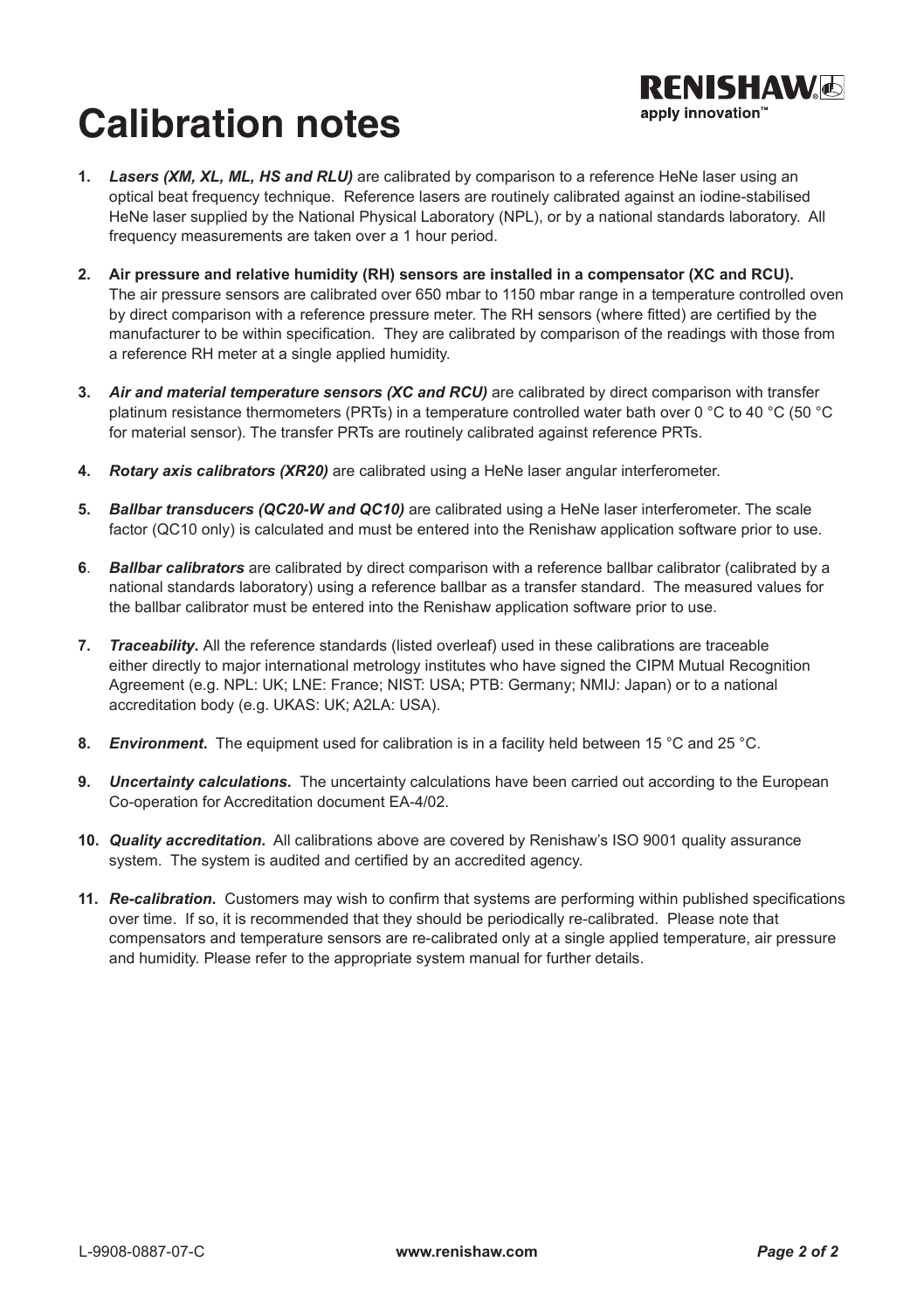# Calibration notes

1. ***Lasers (XM, XL, ML, HS and RLU)*** are calibrated by comparison to a reference HeNe laser using an optical beat frequency technique. Reference lasers are routinely calibrated against an iodine-stabilised HeNe laser supplied by the National Physical Laboratory (NPL), or by a national standards laboratory. All frequency measurements are taken over a 1 hour period.

2. **Air pressure and relative humidity (RH) sensors are installed in a compensator (XC and RCU).** The air pressure sensors are calibrated over 650 mbar to 1150 mbar range in a temperature controlled oven by direct comparison with a reference pressure meter. The RH sensors (where fitted) are certified by the manufacturer to be within specification. They are calibrated by comparison of the readings with those from a reference RH meter at a single applied humidity.

3. ***Air and material temperature sensors (XC and RCU)*** are calibrated by direct comparison with transfer platinum resistance thermometers (PRTs) in a temperature controlled water bath over 0 °C to 40 °C (50 °C for material sensor). The transfer PRTs are routinely calibrated against reference PRTs.

4. ***Rotary axis calibrators (XR20)*** are calibrated using a HeNe laser angular interferometer.

5. ***Ballbar transducers (QC20-W and QC10)*** are calibrated using a HeNe laser interferometer. The scale factor (QC10 only) is calculated and must be entered into the Renishaw application software prior to use.

6. ***Ballbar calibrators*** are calibrated by direct comparison with a reference ballbar calibrator (calibrated by a national standards laboratory) using a reference ballbar as a transfer standard. The measured values for the ballbar calibrator must be entered into the Renishaw application software prior to use.

7. ***Traceability***. All the reference standards (listed overleaf) used in these calibrations are traceable either directly to major international metrology institutes who have signed the CIPM Mutual Recognition Agreement (e.g. NPL: UK; LNE: France; NIST: USA; PTB: Germany; NMIJ: Japan) or to a national accreditation body (e.g. UKAS: UK; A2LA: USA).

8. ***Environment***. The equipment used for calibration is in a facility held between 15 °C and 25 °C.

9. ***Uncertainty calculations***. The uncertainty calculations have been carried out according to the European Co-operation for Accreditation document EA-4/02.

10. ***Quality accreditation***. All calibrations above are covered by Renishaw's ISO 9001 quality assurance system. The system is audited and certified by an accredited agency.

11. ***Re-calibration***. Customers may wish to confirm that systems are performing within published specifications over time. If so, it is recommended that they should be periodically re-calibrated. Please note that compensators and temperature sensors are re-calibrated only at a single applied temperature, air pressure and humidity. Please refer to the appropriate system manual for further details.

L-9908-0887-07-C